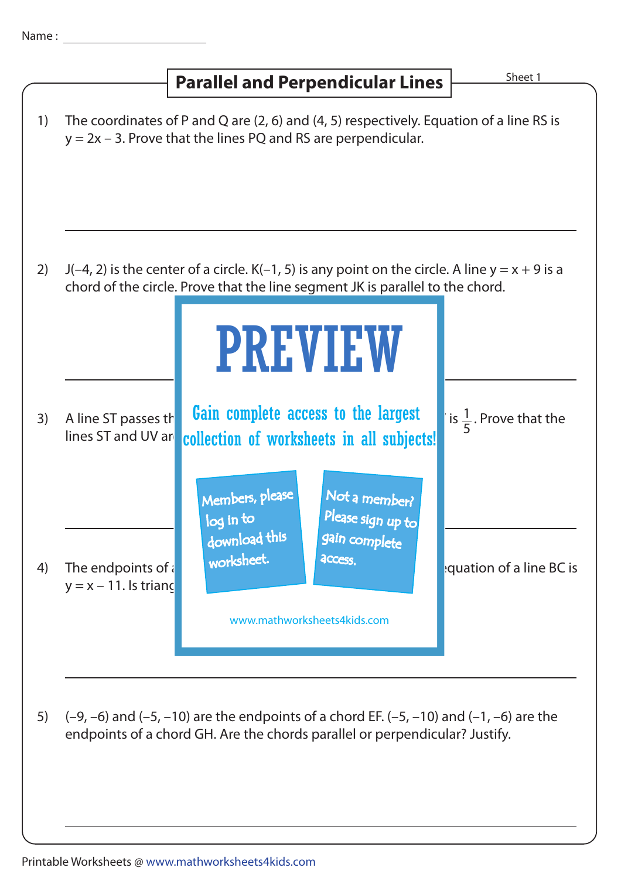Name :

## Parallel and Perpendicular Lines

Sheet 1

1) The coordinates of P and Q are (2, 6) and (4, 5) respectively. Equation of a line RS is $y = 2x - 3$. Prove that the lines PQ and RS are perpendicular.

2) J(–4, 2) is the center of a circle. K(–1, 5) is any point on the circle. A line $y = x + 9$ is a chord of the circle. Prove that the line segment JK is parallel to the chord.

# PREVIEW

Gain complete access to the largest collection of worksheets in all subjects!

Members, please log in to download this worksheet.

Not a member? Please sign up to gain complete access.

www.mathworksheets4kids.com

3) A line ST passes th... is $\frac{1}{5}$. Prove that the lines ST and UV ar...

4) The endpoints of ... equation of a line BC is $y = x - 11$. Is triang...

5) (–9, –6) and (–5, –10) are the endpoints of a chord EF. (–5, –10) and (–1, –6) are the endpoints of a chord GH. Are the chords parallel or perpendicular? Justify.

Printable Worksheets @ www.mathworksheets4kids.com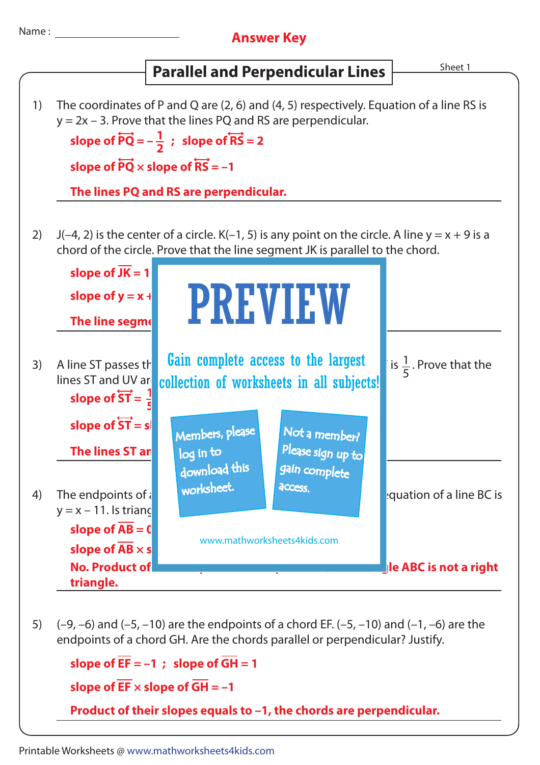Name :

**Answer Key**

# Parallel and Perpendicular Lines

Sheet 1

1) The coordinates of P and Q are (2, 6) and (4, 5) respectively. Equation of a line RS is $y = 2x - 3$. Prove that the lines PQ and RS are perpendicular.

**slope of $\overleftrightarrow{PQ} = -\frac{1}{2}$ ; slope of $\overleftrightarrow{RS} = 2$**

**slope of $\overleftrightarrow{PQ}$ × slope of $\overleftrightarrow{RS} = -1$**

**The lines PQ and RS are perpendicular.**

2) J(–4, 2) is the center of a circle. K(–1, 5) is any point on the circle. A line $y = x + 9$ is a chord of the circle. Prove that the line segment JK is parallel to the chord.

**slope of $\overline{JK} = 1$**

**slope of y = x +**

**The line segme**

PREVIEW

Gain complete access to the largest collection of worksheets in all subjects!

Members, please log in to download this worksheet.

Not a member? Please sign up to gain complete access.

www.mathworksheets4kids.com

3) A line ST passes th ... is $\frac{1}{5}$. Prove that the lines ST and UV ar

**slope of $\overleftrightarrow{ST} = \frac{1}{5}$**

**slope of $\overleftrightarrow{ST}$ = sl**

**The lines ST an**

4) The endpoints of ... equation of a line BC is $y = x - 11$. Is triang

**slope of $\overline{AB}$ = 0**

**slope of $\overline{AB}$ × s**

**No. Product of ... le ABC is not a right triangle.**

5) (–9, –6) and (–5, –10) are the endpoints of a chord EF. (–5, –10) and (–1, –6) are the endpoints of a chord GH. Are the chords parallel or perpendicular? Justify.

**slope of $\overline{EF} = -1$ ; slope of $\overline{GH} = 1$**

**slope of $\overline{EF}$ × slope of $\overline{GH} = -1$**

**Product of their slopes equals to –1, the chords are perpendicular.**

Printable Worksheets @ www.mathworksheets4kids.com